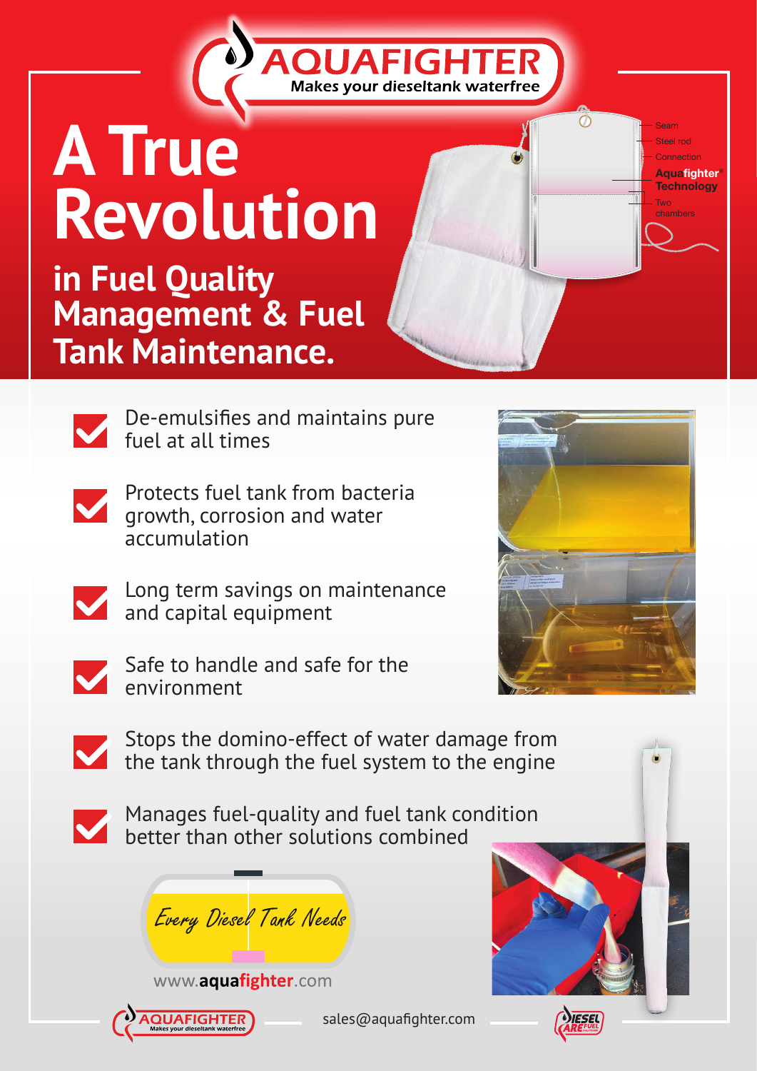# AQUAFIGHTER

Makes your dieseltank waterfree

# A True Revolution

## in Fuel Quality Management & Fuel Tank Maintenance.

Seam
Steel rod
Connection
**Aquafighter® Technology**
Two chambers

- De-emulsifies and maintains pure fuel at all times
- Protects fuel tank from bacteria growth, corrosion and water accumulation
- Long term savings on maintenance and capital equipment
- Safe to handle and safe for the environment
- Stops the domino-effect of water damage from the tank through the fuel system to the engine
- Manages fuel-quality and fuel tank condition better than other solutions combined

*Every Diesel Tank Needs*

www.**aquafighter**.com

AQUAFIGHTER Makes your dieseltank waterfree

sales@aquafighter.com

DIESEL CARE FUEL SOLUTIONS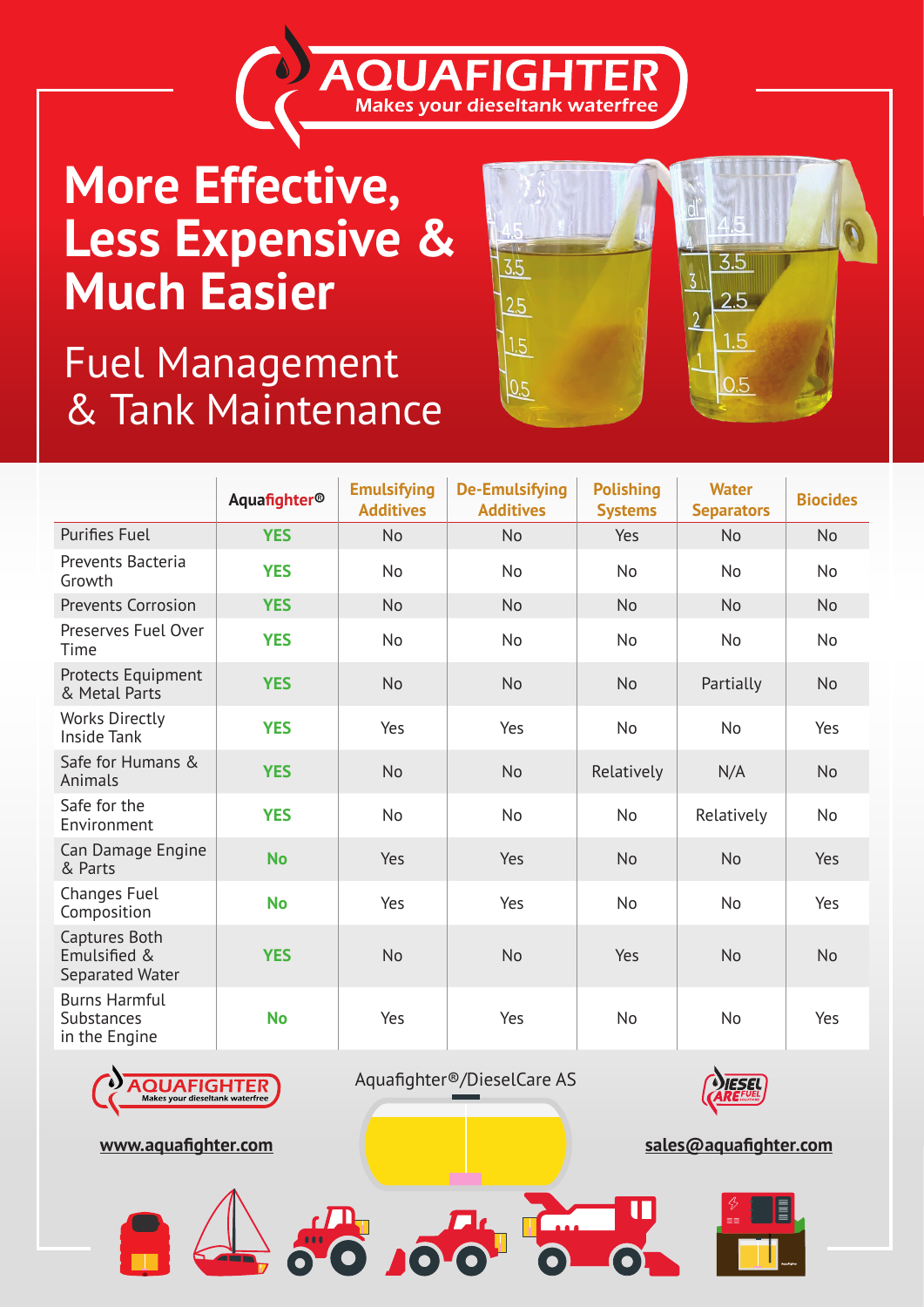# AQUAFIGHTER

Makes your dieseltank waterfree

# More Effective, Less Expensive & Much Easier

## Fuel Management & Tank Maintenance

| | Aquafighter® | Emulsifying Additives | De-Emulsifying Additives | Polishing Systems | Water Separators | Biocides |
|---|---|---|---|---|---|---|
| Purifies Fuel | YES | No | No | Yes | No | No |
| Prevents Bacteria Growth | YES | No | No | No | No | No |
| Prevents Corrosion | YES | No | No | No | No | No |
| Preserves Fuel Over Time | YES | No | No | No | No | No |
| Protects Equipment & Metal Parts | YES | No | No | No | Partially | No |
| Works Directly Inside Tank | YES | Yes | Yes | No | No | Yes |
| Safe for Humans & Animals | YES | No | No | Relatively | N/A | No |
| Safe for the Environment | YES | No | No | No | Relatively | No |
| Can Damage Engine & Parts | No | Yes | Yes | No | No | Yes |
| Changes Fuel Composition | No | Yes | Yes | No | No | Yes |
| Captures Both Emulsified & Separated Water | YES | No | No | Yes | No | No |
| Burns Harmful Substances in the Engine | No | Yes | Yes | No | No | Yes |

Aquafighter®/DieselCare AS

www.aquafighter.com

sales@aquafighter.com